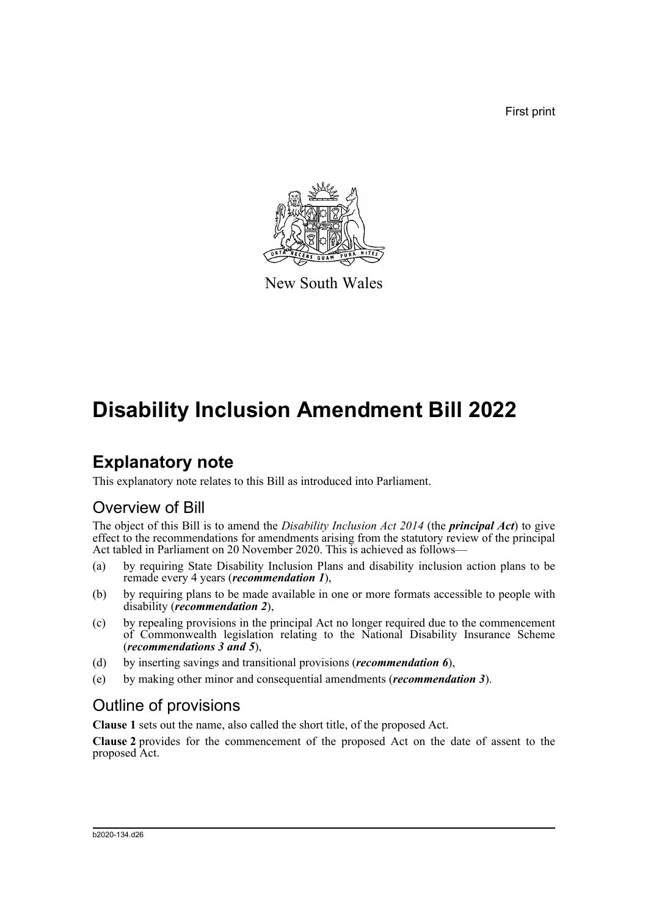First print

New South Wales

# Disability Inclusion Amendment Bill 2022

## Explanatory note

This explanatory note relates to this Bill as introduced into Parliament.

### Overview of Bill

The object of this Bill is to amend the *Disability Inclusion Act 2014* (the ***principal Act***) to give effect to the recommendations for amendments arising from the statutory review of the principal Act tabled in Parliament on 20 November 2020. This is achieved as follows—

(a) by requiring State Disability Inclusion Plans and disability inclusion action plans to be remade every 4 years (***recommendation 1***),

(b) by requiring plans to be made available in one or more formats accessible to people with disability (***recommendation 2***),

(c) by repealing provisions in the principal Act no longer required due to the commencement of Commonwealth legislation relating to the National Disability Insurance Scheme (***recommendations 3 and 5***),

(d) by inserting savings and transitional provisions (***recommendation 6***),

(e) by making other minor and consequential amendments (***recommendation 3***).

### Outline of provisions

**Clause 1** sets out the name, also called the short title, of the proposed Act.

**Clause 2** provides for the commencement of the proposed Act on the date of assent to the proposed Act.

b2020-134.d26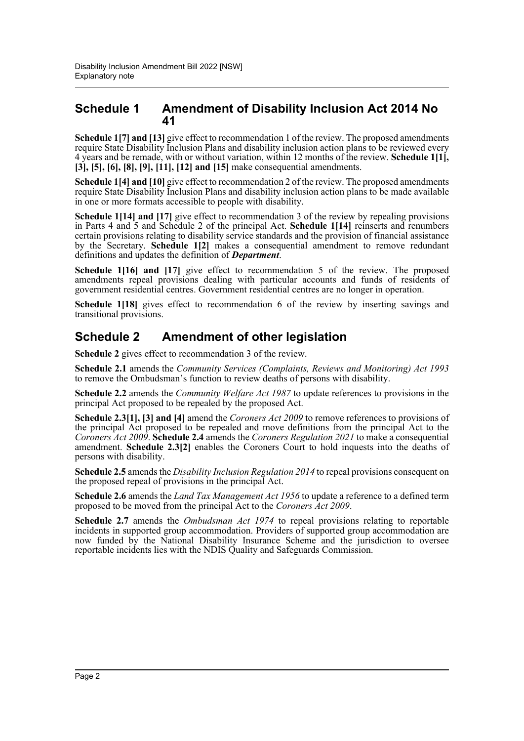## Schedule 1 Amendment of Disability Inclusion Act 2014 No 41

**Schedule 1[7] and [13]** give effect to recommendation 1 of the review. The proposed amendments require State Disability Inclusion Plans and disability inclusion action plans to be reviewed every 4 years and be remade, with or without variation, within 12 months of the review. **Schedule 1[1], [3], [5], [6], [8], [9], [11], [12] and [15]** make consequential amendments.

**Schedule 1[4] and [10]** give effect to recommendation 2 of the review. The proposed amendments require State Disability Inclusion Plans and disability inclusion action plans to be made available in one or more formats accessible to people with disability.

**Schedule 1[14] and [17]** give effect to recommendation 3 of the review by repealing provisions in Parts 4 and 5 and Schedule 2 of the principal Act. **Schedule 1[14]** reinserts and renumbers certain provisions relating to disability service standards and the provision of financial assistance by the Secretary. **Schedule 1[2]** makes a consequential amendment to remove redundant definitions and updates the definition of ***Department***.

**Schedule 1[16] and [17]** give effect to recommendation 5 of the review. The proposed amendments repeal provisions dealing with particular accounts and funds of residents of government residential centres. Government residential centres are no longer in operation.

**Schedule 1[18]** gives effect to recommendation 6 of the review by inserting savings and transitional provisions.

## Schedule 2 Amendment of other legislation

**Schedule 2** gives effect to recommendation 3 of the review.

**Schedule 2.1** amends the *Community Services (Complaints, Reviews and Monitoring) Act 1993* to remove the Ombudsman's function to review deaths of persons with disability.

**Schedule 2.2** amends the *Community Welfare Act 1987* to update references to provisions in the principal Act proposed to be repealed by the proposed Act.

**Schedule 2.3[1], [3] and [4]** amend the *Coroners Act 2009* to remove references to provisions of the principal Act proposed to be repealed and move definitions from the principal Act to the *Coroners Act 2009*. **Schedule 2.4** amends the *Coroners Regulation 2021* to make a consequential amendment. **Schedule 2.3[2]** enables the Coroners Court to hold inquests into the deaths of persons with disability.

**Schedule 2.5** amends the *Disability Inclusion Regulation 2014* to repeal provisions consequent on the proposed repeal of provisions in the principal Act.

**Schedule 2.6** amends the *Land Tax Management Act 1956* to update a reference to a defined term proposed to be moved from the principal Act to the *Coroners Act 2009*.

**Schedule 2.7** amends the *Ombudsman Act 1974* to repeal provisions relating to reportable incidents in supported group accommodation. Providers of supported group accommodation are now funded by the National Disability Insurance Scheme and the jurisdiction to oversee reportable incidents lies with the NDIS Quality and Safeguards Commission.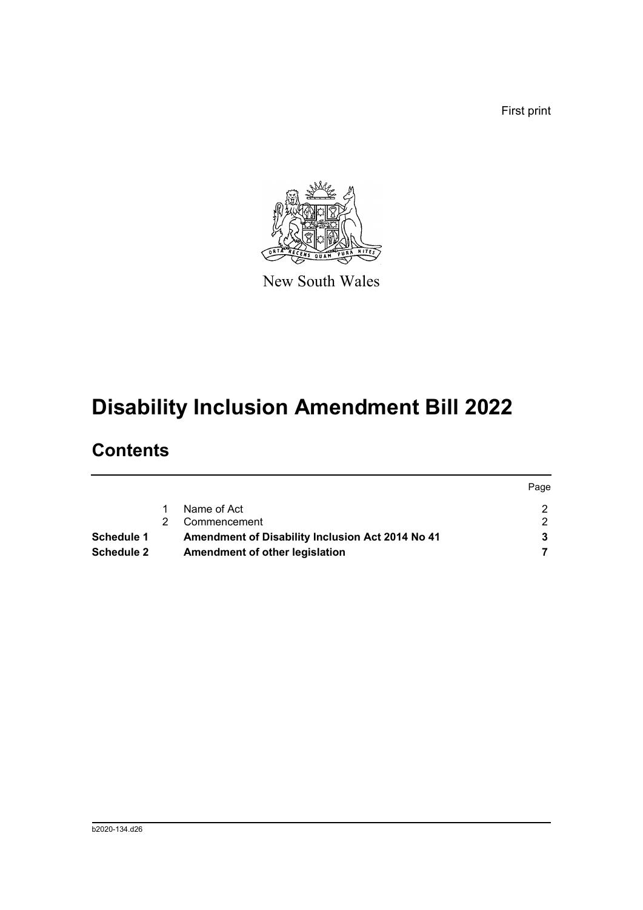First print

New South Wales

# Disability Inclusion Amendment Bill 2022

## Contents

| | | | Page |
|---|---|---|---|
| | 1 | Name of Act | 2 |
| | 2 | Commencement | 2 |
| **Schedule 1** | | **Amendment of Disability Inclusion Act 2014 No 41** | **3** |
| **Schedule 2** | | **Amendment of other legislation** | **7** |

b2020-134.d26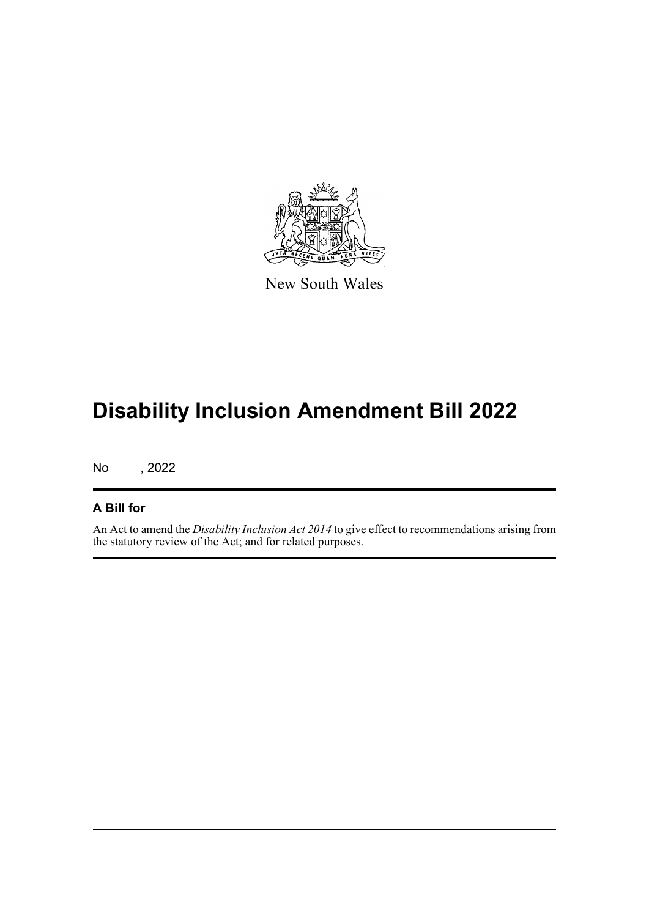New South Wales

# Disability Inclusion Amendment Bill 2022

No , 2022

## A Bill for

An Act to amend the *Disability Inclusion Act 2014* to give effect to recommendations arising from the statutory review of the Act; and for related purposes.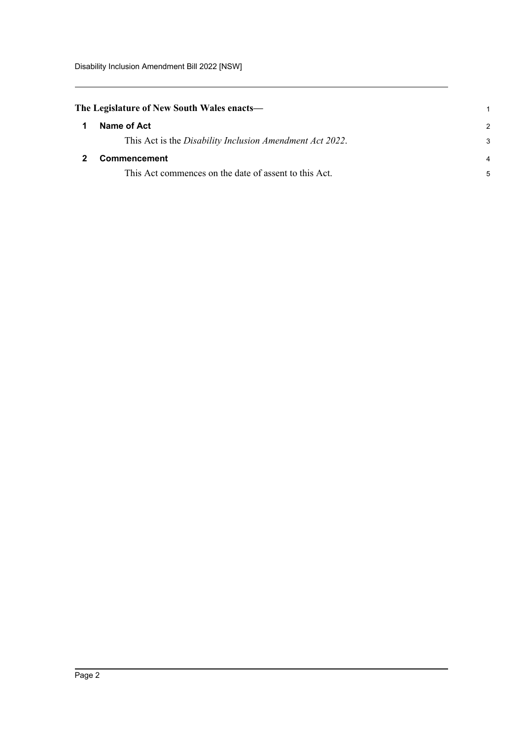**The Legislature of New South Wales enacts—**

## 1 Name of Act

This Act is the *Disability Inclusion Amendment Act 2022*.

## 2 Commencement

This Act commences on the date of assent to this Act.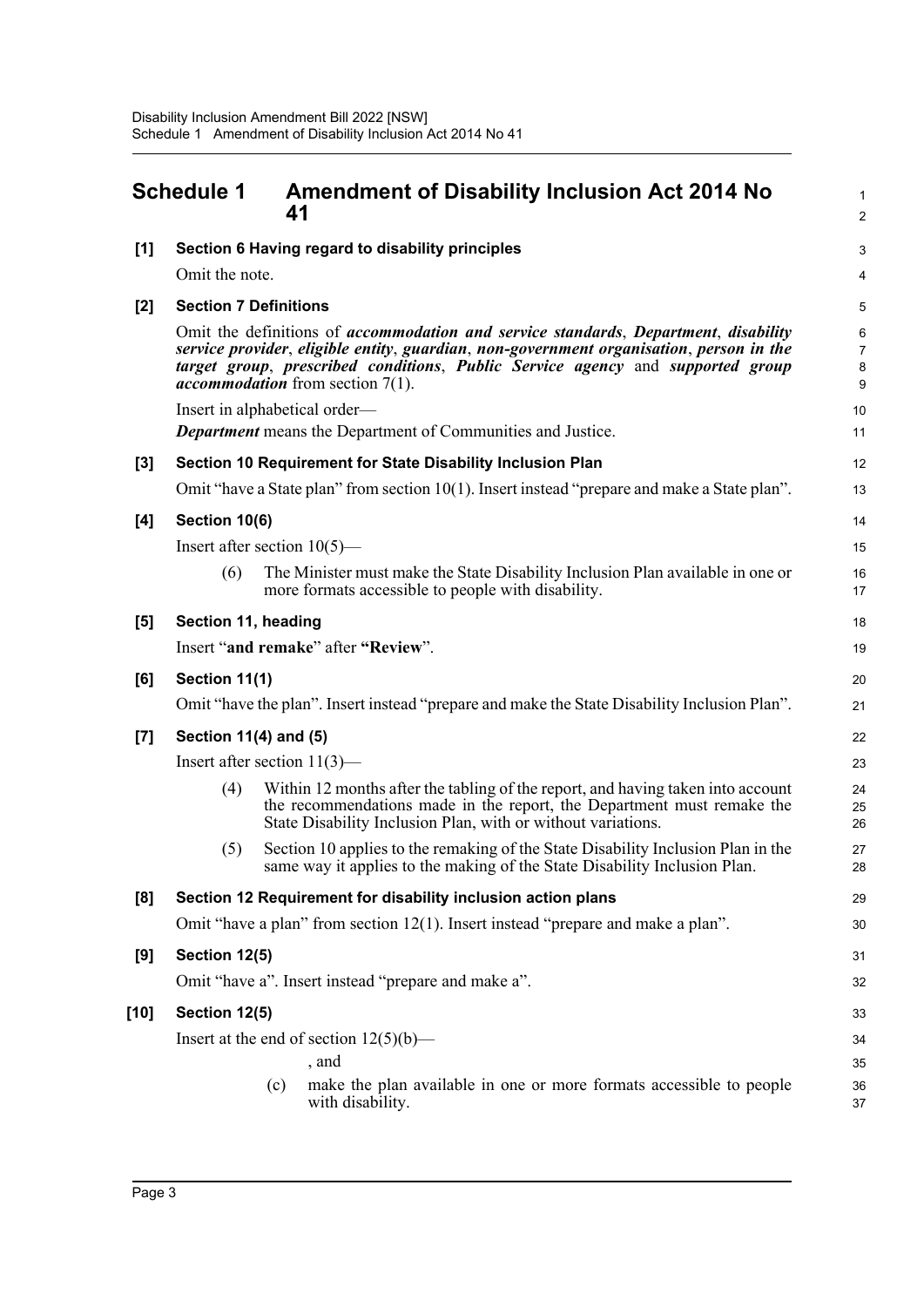# Schedule 1 Amendment of Disability Inclusion Act 2014 No 41

**[1] Section 6 Having regard to disability principles**

Omit the note.

**[2] Section 7 Definitions**

Omit the definitions of ***accommodation and service standards***, ***Department***, ***disability service provider***, ***eligible entity***, ***guardian***, ***non-government organisation***, ***person in the target group***, ***prescribed conditions***, ***Public Service agency*** and ***supported group accommodation*** from section 7(1).

Insert in alphabetical order—

***Department*** means the Department of Communities and Justice.

**[3] Section 10 Requirement for State Disability Inclusion Plan**

Omit "have a State plan" from section 10(1). Insert instead "prepare and make a State plan".

**[4] Section 10(6)**

Insert after section 10(5)—

(6) The Minister must make the State Disability Inclusion Plan available in one or more formats accessible to people with disability.

**[5] Section 11, heading**

Insert "**and remake**" after "**Review**".

**[6] Section 11(1)**

Omit "have the plan". Insert instead "prepare and make the State Disability Inclusion Plan".

**[7] Section 11(4) and (5)**

Insert after section 11(3)—

(4) Within 12 months after the tabling of the report, and having taken into account the recommendations made in the report, the Department must remake the State Disability Inclusion Plan, with or without variations.

(5) Section 10 applies to the remaking of the State Disability Inclusion Plan in the same way it applies to the making of the State Disability Inclusion Plan.

**[8] Section 12 Requirement for disability inclusion action plans**

Omit "have a plan" from section 12(1). Insert instead "prepare and make a plan".

**[9] Section 12(5)**

Omit "have a". Insert instead "prepare and make a".

**[10] Section 12(5)**

Insert at the end of section 12(5)(b)—

, and

(c) make the plan available in one or more formats accessible to people with disability.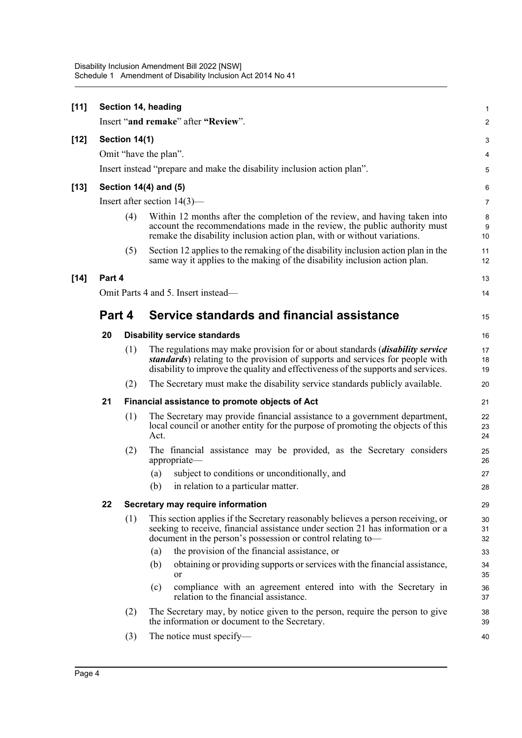**[11] Section 14, heading**

Insert "**and remake**" after **"Review**".

**[12] Section 14(1)**

Omit "have the plan".

Insert instead "prepare and make the disability inclusion action plan".

**[13] Section 14(4) and (5)**

Insert after section 14(3)—

(4) Within 12 months after the completion of the review, and having taken into account the recommendations made in the review, the public authority must remake the disability inclusion action plan, with or without variations.

(5) Section 12 applies to the remaking of the disability inclusion action plan in the same way it applies to the making of the disability inclusion action plan.

**[14] Part 4**

Omit Parts 4 and 5. Insert instead—

## Part 4 Service standards and financial assistance

### 20 Disability service standards

(1) The regulations may make provision for or about standards (***disability service standards***) relating to the provision of supports and services for people with disability to improve the quality and effectiveness of the supports and services.

(2) The Secretary must make the disability service standards publicly available.

### 21 Financial assistance to promote objects of Act

(1) The Secretary may provide financial assistance to a government department, local council or another entity for the purpose of promoting the objects of this Act.

(2) The financial assistance may be provided, as the Secretary considers appropriate—

(a) subject to conditions or unconditionally, and

(b) in relation to a particular matter.

### 22 Secretary may require information

(1) This section applies if the Secretary reasonably believes a person receiving, or seeking to receive, financial assistance under section 21 has information or a document in the person's possession or control relating to—

(a) the provision of the financial assistance, or

(b) obtaining or providing supports or services with the financial assistance, or

(c) compliance with an agreement entered into with the Secretary in relation to the financial assistance.

(2) The Secretary may, by notice given to the person, require the person to give the information or document to the Secretary.

(3) The notice must specify—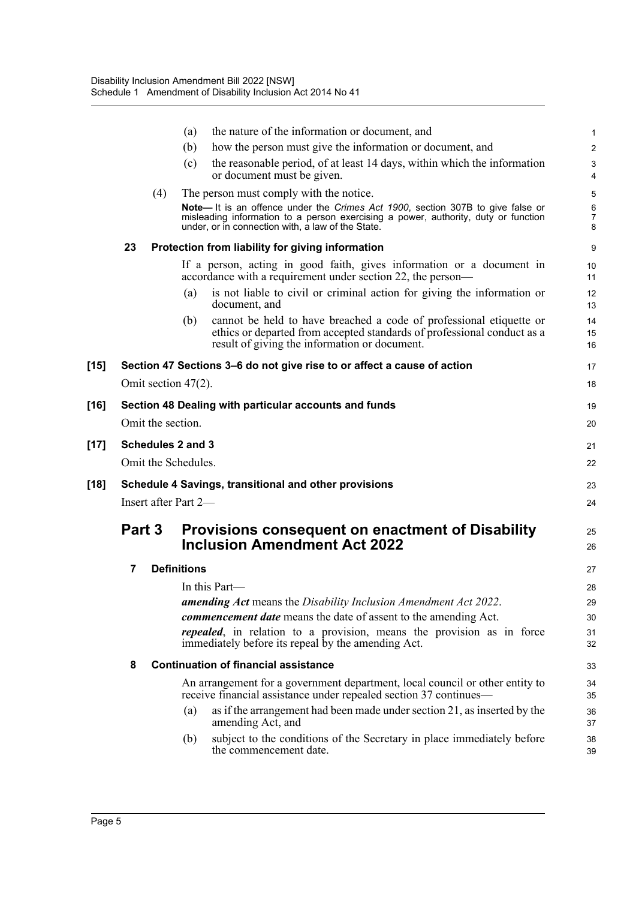(a) the nature of the information or document, and

(b) how the person must give the information or document, and

(c) the reasonable period, of at least 14 days, within which the information or document must be given.

(4) The person must comply with the notice.

**Note—** It is an offence under the *Crimes Act 1900*, section 307B to give false or misleading information to a person exercising a power, authority, duty or function under, or in connection with, a law of the State.

### 23 Protection from liability for giving information

If a person, acting in good faith, gives information or a document in accordance with a requirement under section 22, the person—

(a) is not liable to civil or criminal action for giving the information or document, and

(b) cannot be held to have breached a code of professional etiquette or ethics or departed from accepted standards of professional conduct as a result of giving the information or document.

### [15] Section 47 Sections 3–6 do not give rise to or affect a cause of action

Omit section 47(2).

### [16] Section 48 Dealing with particular accounts and funds

Omit the section.

### [17] Schedules 2 and 3

Omit the Schedules.

### [18] Schedule 4 Savings, transitional and other provisions

Insert after Part 2—

## Part 3 Provisions consequent on enactment of Disability Inclusion Amendment Act 2022

### 7 Definitions

In this Part—

***amending Act*** means the *Disability Inclusion Amendment Act 2022*.

***commencement date*** means the date of assent to the amending Act.

***repealed***, in relation to a provision, means the provision as in force immediately before its repeal by the amending Act.

### 8 Continuation of financial assistance

An arrangement for a government department, local council or other entity to receive financial assistance under repealed section 37 continues—

(a) as if the arrangement had been made under section 21, as inserted by the amending Act, and

(b) subject to the conditions of the Secretary in place immediately before the commencement date.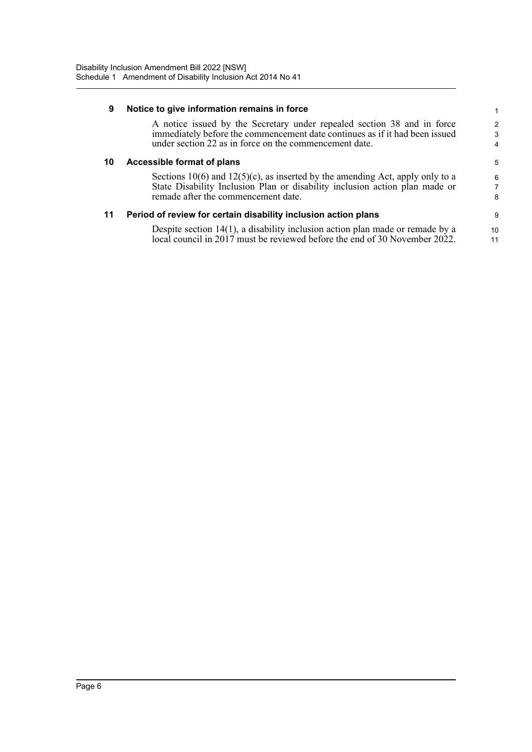### 9 Notice to give information remains in force

A notice issued by the Secretary under repealed section 38 and in force immediately before the commencement date continues as if it had been issued under section 22 as in force on the commencement date.

### 10 Accessible format of plans

Sections 10(6) and 12(5)(c), as inserted by the amending Act, apply only to a State Disability Inclusion Plan or disability inclusion action plan made or remade after the commencement date.

### 11 Period of review for certain disability inclusion action plans

Despite section 14(1), a disability inclusion action plan made or remade by a local council in 2017 must be reviewed before the end of 30 November 2022.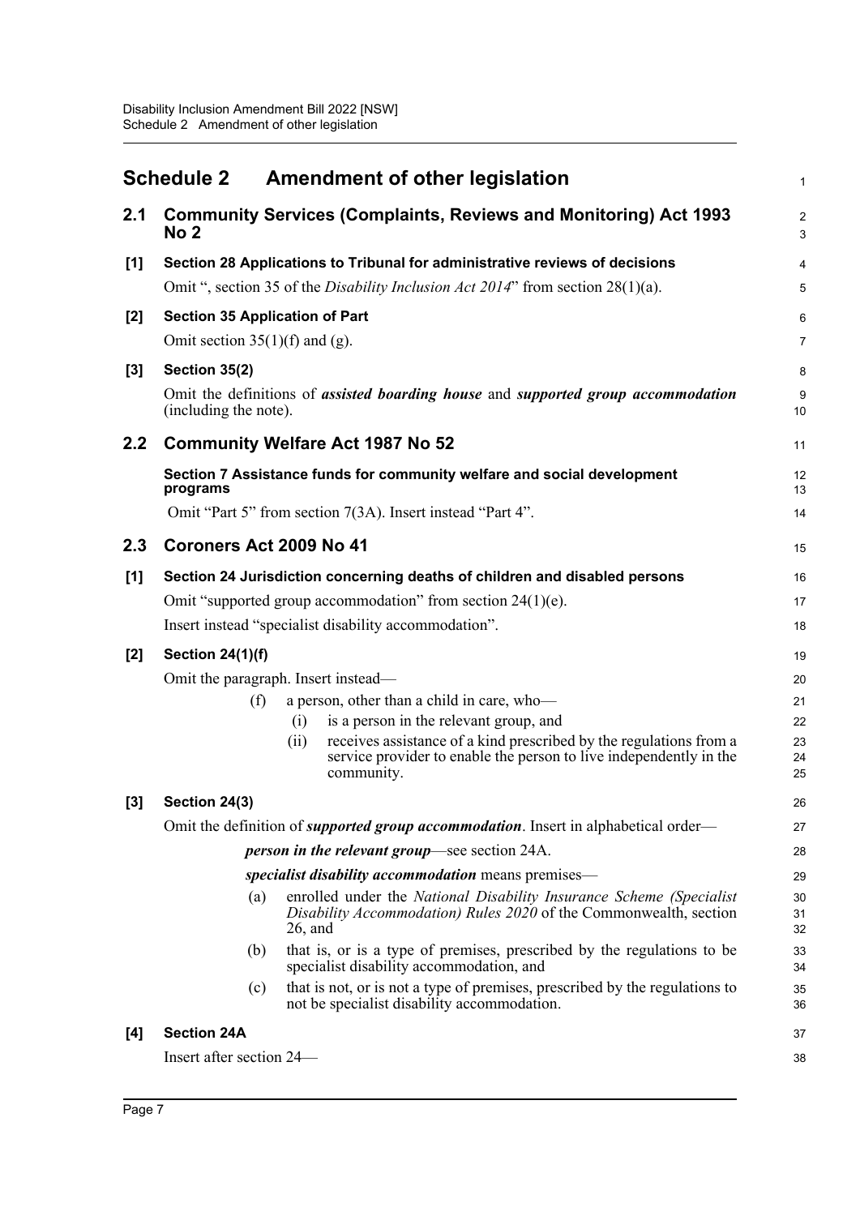# Schedule 2 Amendment of other legislation

## 2.1 Community Services (Complaints, Reviews and Monitoring) Act 1993 No 2

**[1] Section 28 Applications to Tribunal for administrative reviews of decisions**

Omit ", section 35 of the *Disability Inclusion Act 2014*" from section 28(1)(a).

**[2] Section 35 Application of Part**

Omit section 35(1)(f) and (g).

**[3] Section 35(2)**

Omit the definitions of ***assisted boarding house*** and ***supported group accommodation*** (including the note).

## 2.2 Community Welfare Act 1987 No 52

**Section 7 Assistance funds for community welfare and social development programs**

Omit "Part 5" from section 7(3A). Insert instead "Part 4".

## 2.3 Coroners Act 2009 No 41

**[1] Section 24 Jurisdiction concerning deaths of children and disabled persons**

Omit "supported group accommodation" from section 24(1)(e).

Insert instead "specialist disability accommodation".

**[2] Section 24(1)(f)**

Omit the paragraph. Insert instead—

(f) a person, other than a child in care, who—

(i) is a person in the relevant group, and

(ii) receives assistance of a kind prescribed by the regulations from a service provider to enable the person to live independently in the community.

**[3] Section 24(3)**

Omit the definition of ***supported group accommodation***. Insert in alphabetical order—

***person in the relevant group***—see section 24A.

***specialist disability accommodation*** means premises—

(a) enrolled under the *National Disability Insurance Scheme (Specialist Disability Accommodation) Rules 2020* of the Commonwealth, section 26, and

(b) that is, or is a type of premises, prescribed by the regulations to be specialist disability accommodation, and

(c) that is not, or is not a type of premises, prescribed by the regulations to not be specialist disability accommodation.

**[4] Section 24A**

Insert after section 24—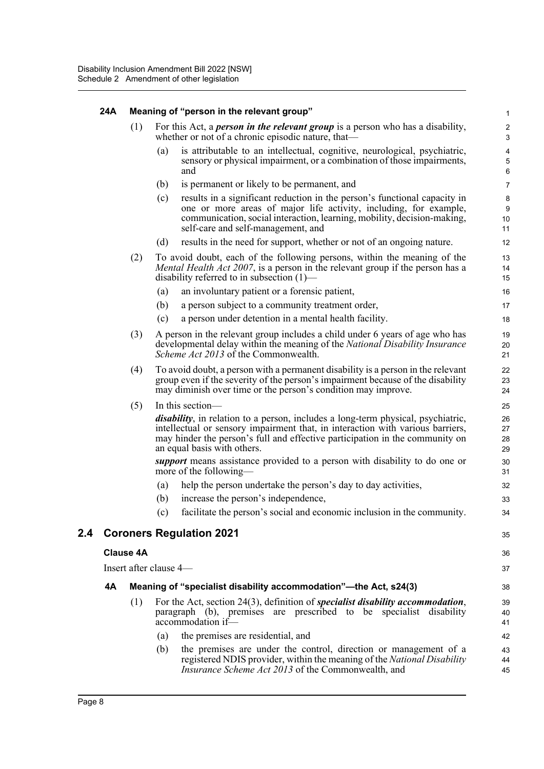### 24A Meaning of "person in the relevant group"

(1) For this Act, a ***person in the relevant group*** is a person who has a disability, whether or not of a chronic episodic nature, that—

- (a) is attributable to an intellectual, cognitive, neurological, psychiatric, sensory or physical impairment, or a combination of those impairments, and
- (b) is permanent or likely to be permanent, and
- (c) results in a significant reduction in the person's functional capacity in one or more areas of major life activity, including, for example, communication, social interaction, learning, mobility, decision-making, self-care and self-management, and
- (d) results in the need for support, whether or not of an ongoing nature.

(2) To avoid doubt, each of the following persons, within the meaning of the *Mental Health Act 2007*, is a person in the relevant group if the person has a disability referred to in subsection (1)—

- (a) an involuntary patient or a forensic patient,
- (b) a person subject to a community treatment order,
- (c) a person under detention in a mental health facility.

(3) A person in the relevant group includes a child under 6 years of age who has developmental delay within the meaning of the *National Disability Insurance Scheme Act 2013* of the Commonwealth.

(4) To avoid doubt, a person with a permanent disability is a person in the relevant group even if the severity of the person's impairment because of the disability may diminish over time or the person's condition may improve.

(5) In this section—

***disability***, in relation to a person, includes a long-term physical, psychiatric, intellectual or sensory impairment that, in interaction with various barriers, may hinder the person's full and effective participation in the community on an equal basis with others.

***support*** means assistance provided to a person with disability to do one or more of the following—

- (a) help the person undertake the person's day to day activities,
- (b) increase the person's independence,
- (c) facilitate the person's social and economic inclusion in the community.

## 2.4 Coroners Regulation 2021

### Clause 4A

Insert after clause 4—

### 4A Meaning of "specialist disability accommodation"—the Act, s24(3)

(1) For the Act, section 24(3), definition of ***specialist disability accommodation***, paragraph (b), premises are prescribed to be specialist disability accommodation if—

- (a) the premises are residential, and
- (b) the premises are under the control, direction or management of a registered NDIS provider, within the meaning of the *National Disability Insurance Scheme Act 2013* of the Commonwealth, and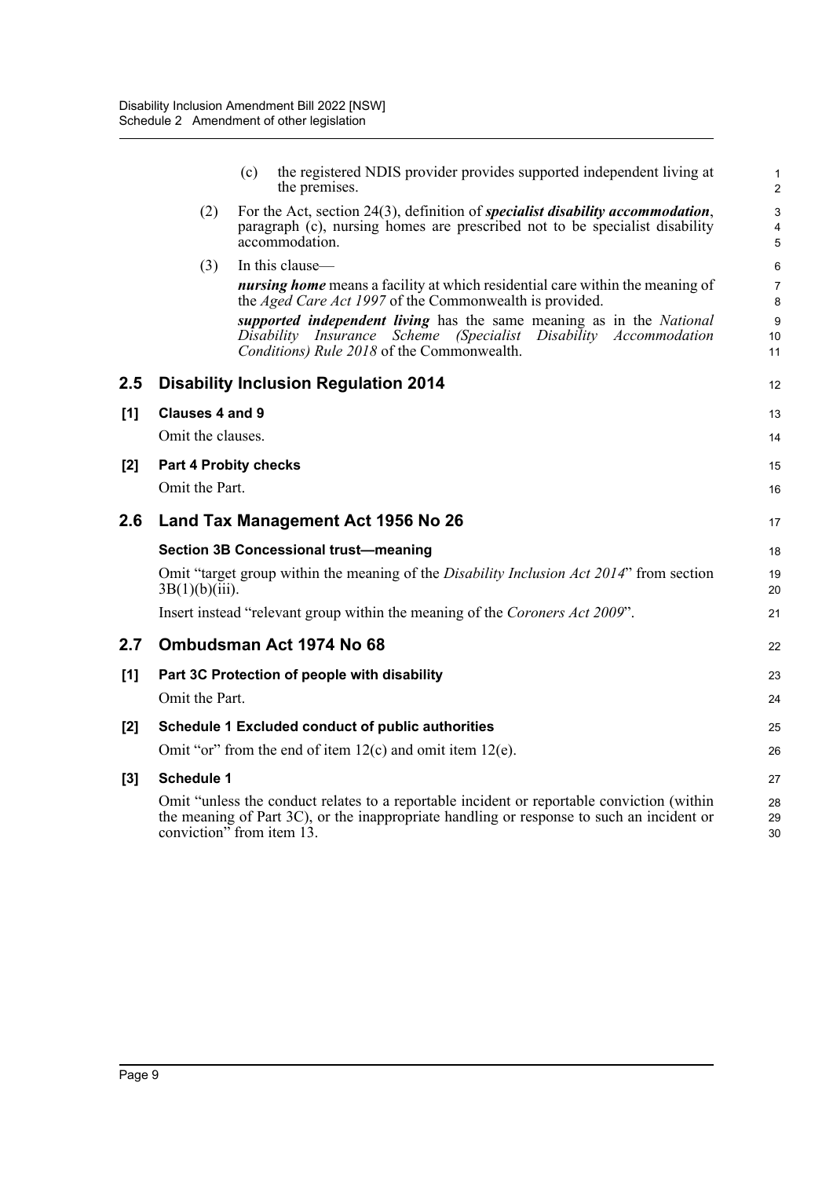(c) the registered NDIS provider provides supported independent living at the premises.

(2) For the Act, section 24(3), definition of ***specialist disability accommodation***, paragraph (c), nursing homes are prescribed not to be specialist disability accommodation.

(3) In this clause—

***nursing home*** means a facility at which residential care within the meaning of the *Aged Care Act 1997* of the Commonwealth is provided.

***supported independent living*** has the same meaning as in the *National Disability Insurance Scheme (Specialist Disability Accommodation Conditions) Rule 2018* of the Commonwealth.

## 2.5 Disability Inclusion Regulation 2014

### [1] Clauses 4 and 9

Omit the clauses.

### [2] Part 4 Probity checks

Omit the Part.

## 2.6 Land Tax Management Act 1956 No 26

### Section 3B Concessional trust—meaning

Omit "target group within the meaning of the *Disability Inclusion Act 2014*" from section 3B(1)(b)(iii).

Insert instead "relevant group within the meaning of the *Coroners Act 2009*".

## 2.7 Ombudsman Act 1974 No 68

### [1] Part 3C Protection of people with disability

Omit the Part.

### [2] Schedule 1 Excluded conduct of public authorities

Omit "or" from the end of item 12(c) and omit item 12(e).

### [3] Schedule 1

Omit "unless the conduct relates to a reportable incident or reportable conviction (within the meaning of Part 3C), or the inappropriate handling or response to such an incident or conviction" from item 13.